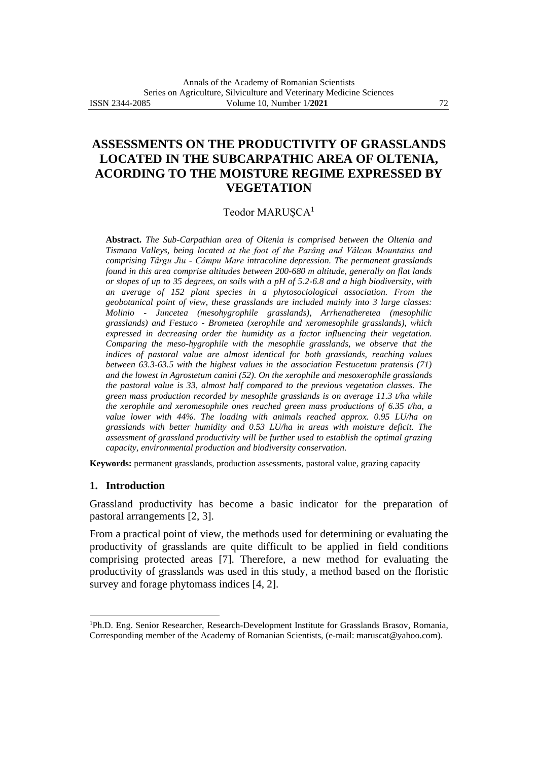# ASSESSMENTS ON THE PRODUCTIVITY OF GRASSLANDS LOCATED IN THE SUBCARPATHIC AREA OF OLTENIA, ACORDING TO THE MOISTURE REGIME EXPRESSED BY VEGETATION

Teodor MARUȘCA[1]

**Abstract.** *The Sub-Carpathian area of Oltenia is comprised between the Oltenia and Tismana Valleys, being located at the foot of the Parâng and Vâlcan Mountains and comprising Târgu Jiu - Câmpu Mare intracoline depression. The permanent grasslands found in this area comprise altitudes between 200-680 m altitude, generally on flat lands or slopes of up to 35 degrees, on soils with a pH of 5.2-6.8 and a high biodiversity, with an average of 152 plant species in a phytosociological association. From the geobotanical point of view, these grasslands are included mainly into 3 large classes: Molinio - Juncetea (mesohygrophile grasslands), Arrhenatheretea (mesophilic grasslands) and Festuco - Brometea (xerophile and xeromesophile grasslands), which expressed in decreasing order the humidity as a factor influencing their vegetation. Comparing the meso-hygrophile with the mesophile grasslands, we observe that the indices of pastoral value are almost identical for both grasslands, reaching values between 63.3-63.5 with the highest values in the association Festucetum pratensis (71) and the lowest in Agrostetum canini (52). On the xerophile and mesoxerophile grasslands the pastoral value is 33, almost half compared to the previous vegetation classes. The green mass production recorded by mesophile grasslands is on average 11.3 t/ha while the xerophile and xeromesophile ones reached green mass productions of 6.35 t/ha, a value lower with 44%. The loading with animals reached approx. 0.95 LU/ha on grasslands with better humidity and 0.53 LU/ha in areas with moisture deficit. The assessment of grassland productivity will be further used to establish the optimal grazing capacity, environmental production and biodiversity conservation.*

**Keywords:** permanent grasslands, production assessments, pastoral value, grazing capacity

## 1. Introduction

Grassland productivity has become a basic indicator for the preparation of pastoral arrangements [2, 3].

From a practical point of view, the methods used for determining or evaluating the productivity of grasslands are quite difficult to be applied in field conditions comprising protected areas [7]. Therefore, a new method for evaluating the productivity of grasslands was used in this study, a method based on the floristic survey and forage phytomass indices [4, 2].

---

[1]Ph.D. Eng. Senior Researcher, Research-Development Institute for Grasslands Brasov, Romania, Corresponding member of the Academy of Romanian Scientists, (e-mail: maruscat@yahoo.com).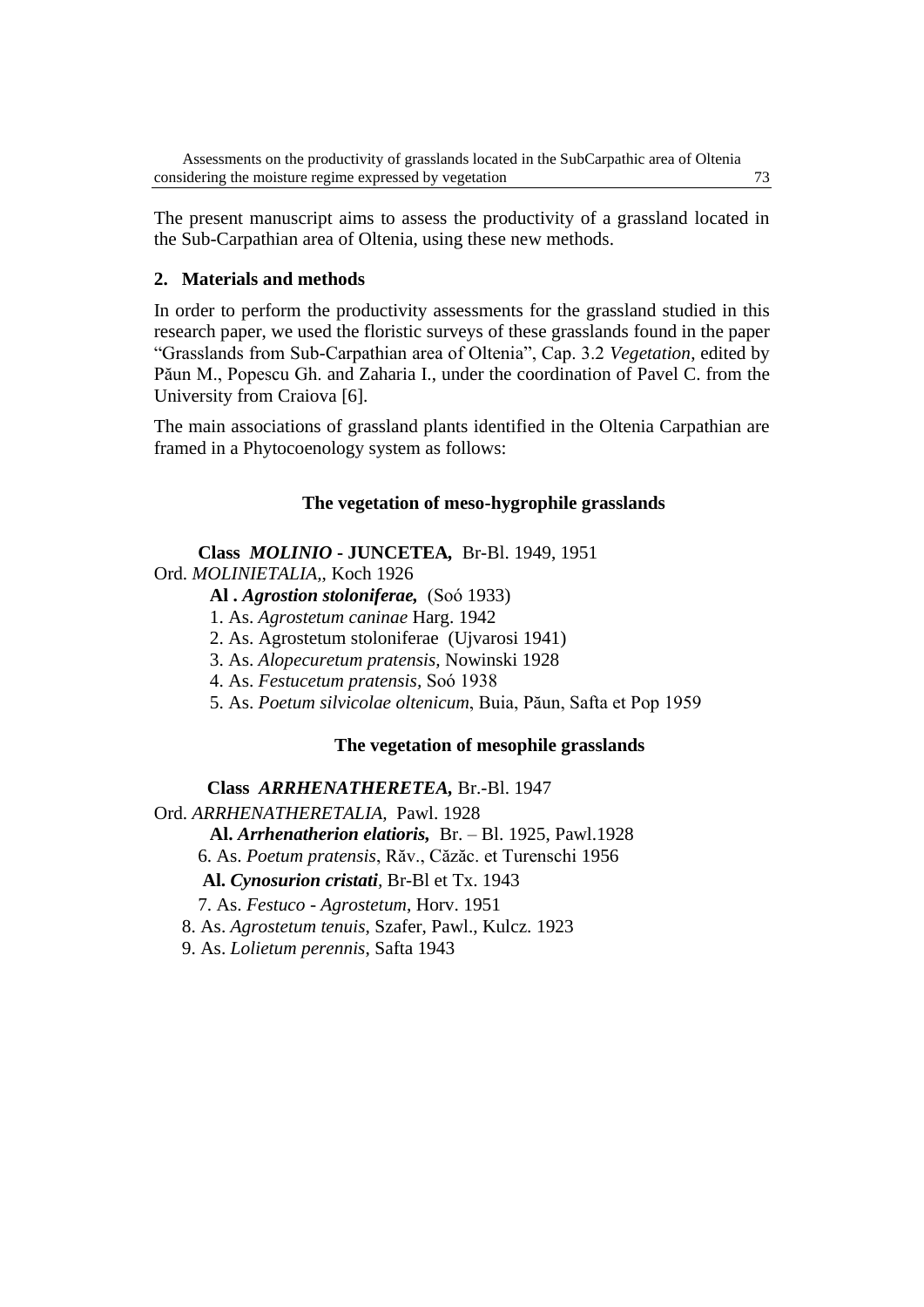The present manuscript aims to assess the productivity of a grassland located in the Sub-Carpathian area of Oltenia, using these new methods.

## 2. Materials and methods

In order to perform the productivity assessments for the grassland studied in this research paper, we used the floristic surveys of these grasslands found in the paper "Grasslands from Sub-Carpathian area of Oltenia", Cap. 3.2 *Vegetation*, edited by Păun M., Popescu Gh. and Zaharia I., under the coordination of Pavel C. from the University from Craiova [6].

The main associations of grassland plants identified in the Oltenia Carpathian are framed in a Phytocoenology system as follows:

### The vegetation of meso-hygrophile grasslands

**Class *MOLINIO* - JUNCETEA,** Br-Bl. 1949, 1951

Ord. *MOLINIETALIA*,, Koch 1926

**Al . *Agrostion stoloniferae,*** (Soó 1933)

1. As. *Agrostetum caninae* Harg. 1942
2. As. Agrostetum stoloniferae (Ujvarosi 1941)
3. As. *Alopecuretum pratensis,* Nowinski 1928
4. As. *Festucetum pratensis*, Soó 1938
5. As. *Poetum silvicolae oltenicum*, Buia, Păun, Safta et Pop 1959

### The vegetation of mesophile grasslands

**Class *ARRHENATHERETEA,*** Br.-Bl. 1947

Ord. *ARRHENATHERETALIA,* Pawl. 1928

**Al. *Arrhenatherion elatioris,*** Br. – Bl. 1925, Pawl.1928

6. As. *Poetum pratensis*, Răv., Căzăc. et Turenschi 1956

**Al. *Cynosurion cristati*,** Br-Bl et Tx. 1943

7. As. *Festuco - Agrostetum*, Horv. 1951
8. As. *Agrostetum tenuis*, Szafer, Pawl., Kulcz. 1923
9. As. *Lolietum perennis*, Safta 1943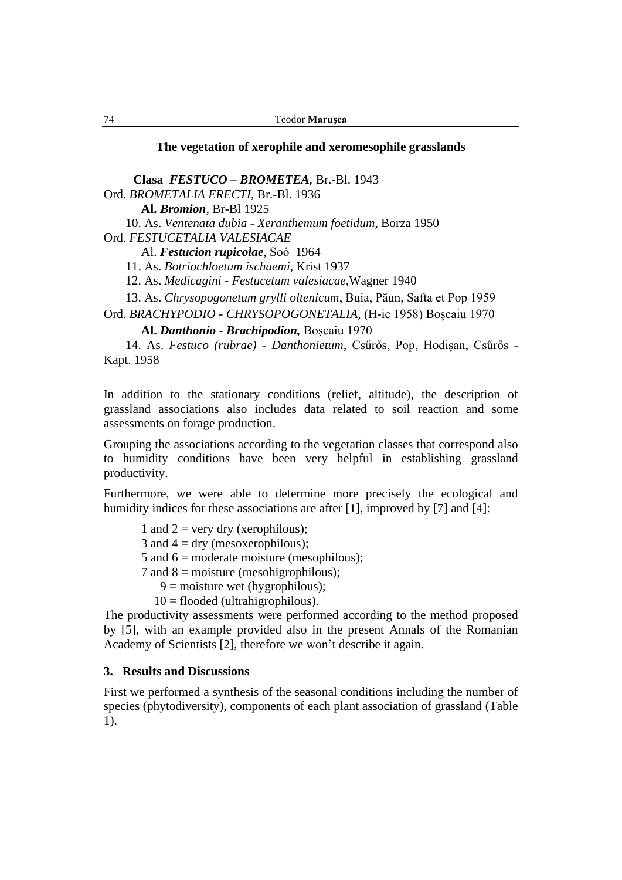### The vegetation of xerophile and xeromesophile grasslands

**Clasa *FESTUCO – BROMETEA*,** Br.-Bl. 1943

Ord. *BROMETALIA ERECTI*, Br.-Bl. 1936

**Al. *Bromion***, Br-Bl 1925

10. As. *Ventenata dubia - Xeranthemum foetidum*, Borza 1950

Ord. *FESTUCETALIA VALESIACAE*

Al. ***Festucion rupicolae***, Soó 1964

11. As. *Botriochloetum ischaemi*, Krist 1937
12. As. *Medicagini - Festucetum valesiacae*,Wagner 1940
13. As. *Chrysopogonetum grylli oltenicum*, Buia, Păun, Safta et Pop 1959

Ord. *BRACHYPODIO - CHRYSOPOGONETALIA,* (H-ic 1958) Boşcaiu 1970

**Al. *Danthonio - Brachipodion,*** Boşcaiu 1970

14. As. *Festuco (rubrae) - Danthonietum,* Csűrős, Pop, Hodişan, Csűrős - Kapt. 1958

In addition to the stationary conditions (relief, altitude), the description of grassland associations also includes data related to soil reaction and some assessments on forage production.

Grouping the associations according to the vegetation classes that correspond also to humidity conditions have been very helpful in establishing grassland productivity.

Furthermore, we were able to determine more precisely the ecological and humidity indices for these associations are after [1], improved by [7] and [4]:

1 and 2 = very dry (xerophilous);
3 and 4 = dry (mesoxerophilous);
5 and 6 = moderate moisture (mesophilous);
7 and 8 = moisture (mesohigrophilous);
9 = moisture wet (hygrophilous);
10 = flooded (ultrahigrophilous).

The productivity assessments were performed according to the method proposed by [5], with an example provided also in the present Annals of the Romanian Academy of Scientists [2], therefore we won't describe it again.

## 3. Results and Discussions

First we performed a synthesis of the seasonal conditions including the number of species (phytodiversity), components of each plant association of grassland (Table 1).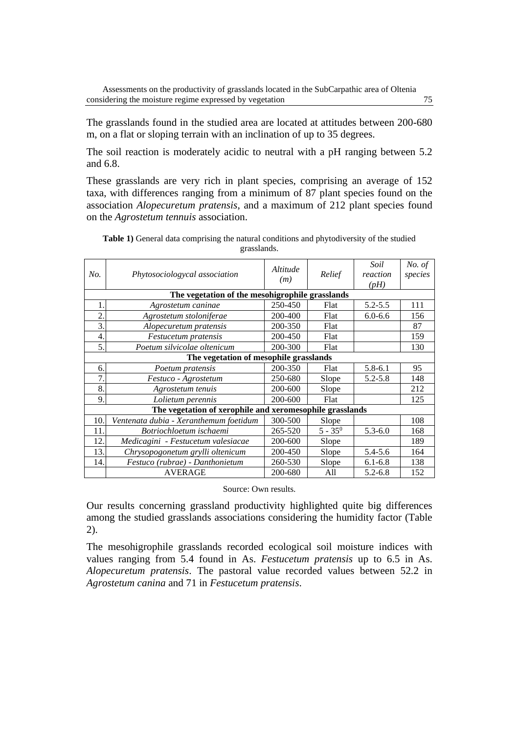The grasslands found in the studied area are located at attitudes between 200-680 m, on a flat or sloping terrain with an inclination of up to 35 degrees.

The soil reaction is moderately acidic to neutral with a pH ranging between 5.2 and 6.8.

These grasslands are very rich in plant species, comprising an average of 152 taxa, with differences ranging from a minimum of 87 plant species found on the association *Alopecuretum pratensis*, and a maximum of 212 plant species found on the *Agrostetum tennuis* association.

**Table 1)** General data comprising the natural conditions and phytodiversity of the studied grasslands.

| *No.* | *Phytosociologycal association* | *Altitude (m)* | *Relief* | *Soil reaction (pH)* | *No. of species* |
|---|---|---|---|---|---|
| **The vegetation of the mesohigrophile grasslands** | | | | | |
| 1. | *Agrostetum caninae* | 250-450 | Flat | 5.2-5.5 | 111 |
| 2. | *Agrostetum stoloniferae* | 200-400 | Flat | 6.0-6.6 | 156 |
| 3. | *Alopecuretum pratensis* | 200-350 | Flat | | 87 |
| 4. | *Festucetum pratensis* | 200-450 | Flat | | 159 |
| 5. | *Poetum silvicolae oltenicum* | 200-300 | Flat | | 130 |
| **The vegetation of mesophile grasslands** | | | | | |
| 6. | *Poetum pratensis* | 200-350 | Flat | 5.8-6.1 | 95 |
| 7. | *Festuco - Agrostetum* | 250-680 | Slope | 5.2-5.8 | 148 |
| 8. | *Agrostetum tenuis* | 200-600 | Slope | | 212 |
| 9. | *Lolietum perennis* | 200-600 | Flat | | 125 |
| **The vegetation of xerophile and xeromesophile grasslands** | | | | | |
| 10. | *Ventenata dubia - Xeranthemum foetidum* | 300-500 | Slope | | 108 |
| 11. | *Botriochloetum ischaemi* | 265-520 | $5 - 35^0$ | 5.3-6.0 | 168 |
| 12. | *Medicagini - Festucetum valesiacae* | 200-600 | Slope | | 189 |
| 13. | *Chrysopogonetum grylli oltenicum* | 200-450 | Slope | 5.4-5.6 | 164 |
| 14. | *Festuco (rubrae) - Danthonietum* | 260-530 | Slope | 6.1-6.8 | 138 |
| | AVERAGE | 200-680 | All | 5.2-6.8 | 152 |

Source: Own results.

Our results concerning grassland productivity highlighted quite big differences among the studied grasslands associations considering the humidity factor (Table 2).

The mesohigrophile grasslands recorded ecological soil moisture indices with values ranging from 5.4 found in As. *Festucetum pratensis* up to 6.5 in As. *Alopecuretum pratensis*. The pastoral value recorded values between 52.2 in *Agrostetum canina* and 71 in *Festucetum pratensis*.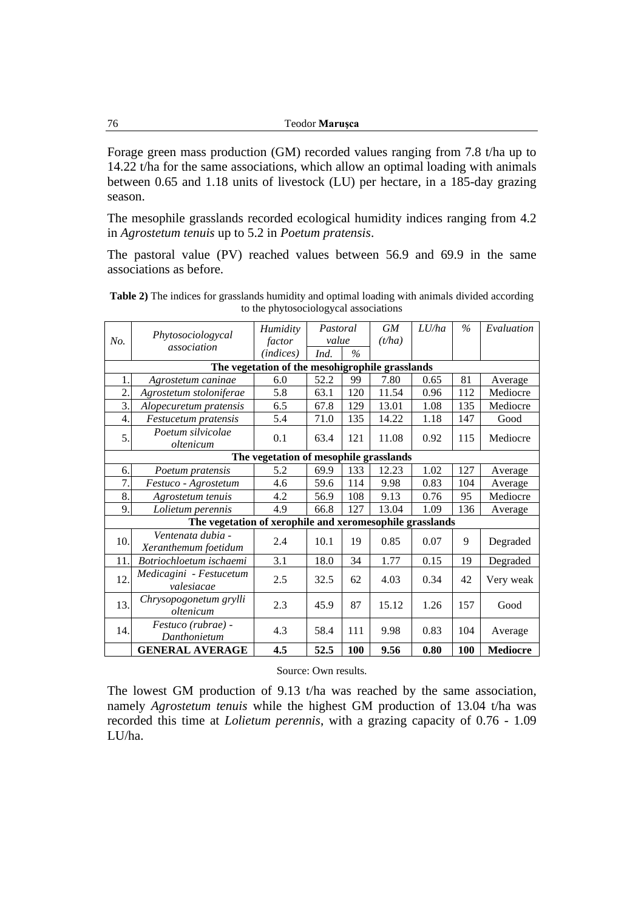Forage green mass production (GM) recorded values ranging from 7.8 t/ha up to 14.22 t/ha for the same associations, which allow an optimal loading with animals between 0.65 and 1.18 units of livestock (LU) per hectare, in a 185-day grazing season.

The mesophile grasslands recorded ecological humidity indices ranging from 4.2 in *Agrostetum tenuis* up to 5.2 in *Poetum pratensis*.

The pastoral value (PV) reached values between 56.9 and 69.9 in the same associations as before.

**Table 2)** The indices for grasslands humidity and optimal loading with animals divided according to the phytosociologycal associations

| *No.* | *Phytosociologycal association* | *Humidity factor (indices)* | *Pastoral value* | | *GM (t/ha)* | *LU/ha* | *%* | *Evaluation* |
|---|---|---|---|---|---|---|---|---|
| | | | *Ind.* | *%* | | | | |
| **The vegetation of the mesohigrophile grasslands** | | | | | | | | |
| 1. | *Agrostetum caninae* | 6.0 | 52.2 | 99 | 7.80 | 0.65 | 81 | Average |
| 2. | *Agrostetum stoloniferae* | 5.8 | 63.1 | 120 | 11.54 | 0.96 | 112 | Mediocre |
| 3. | *Alopecuretum pratensis* | 6.5 | 67.8 | 129 | 13.01 | 1.08 | 135 | Mediocre |
| 4. | *Festucetum pratensis* | 5.4 | 71.0 | 135 | 14.22 | 1.18 | 147 | Good |
| 5. | *Poetum silvicolae oltenicum* | 0.1 | 63.4 | 121 | 11.08 | 0.92 | 115 | Mediocre |
| **The vegetation of mesophile grasslands** | | | | | | | | |
| 6. | *Poetum pratensis* | 5.2 | 69.9 | 133 | 12.23 | 1.02 | 127 | Average |
| 7. | *Festuco - Agrostetum* | 4.6 | 59.6 | 114 | 9.98 | 0.83 | 104 | Average |
| 8. | *Agrostetum tenuis* | 4.2 | 56.9 | 108 | 9.13 | 0.76 | 95 | Mediocre |
| 9. | *Lolietum perennis* | 4.9 | 66.8 | 127 | 13.04 | 1.09 | 136 | Average |
| **The vegetation of xerophile and xeromesophile grasslands** | | | | | | | | |
| 10. | *Ventenata dubia - Xeranthemum foetidum* | 2.4 | 10.1 | 19 | 0.85 | 0.07 | 9 | Degraded |
| 11. | *Botriochloetum ischaemi* | 3.1 | 18.0 | 34 | 1.77 | 0.15 | 19 | Degraded |
| 12. | *Medicagini - Festucetum valesiacae* | 2.5 | 32.5 | 62 | 4.03 | 0.34 | 42 | Very weak |
| 13. | *Chrysopogonetum grylli oltenicum* | 2.3 | 45.9 | 87 | 15.12 | 1.26 | 157 | Good |
| 14. | *Festuco (rubrae) - Danthonietum* | 4.3 | 58.4 | 111 | 9.98 | 0.83 | 104 | Average |
| | **GENERAL AVERAGE** | **4.5** | **52.5** | **100** | **9.56** | **0.80** | **100** | **Mediocre** |

Source: Own results.

The lowest GM production of 9.13 t/ha was reached by the same association, namely *Agrostetum tenuis* while the highest GM production of 13.04 t/ha was recorded this time at *Lolietum perennis*, with a grazing capacity of 0.76 - 1.09 LU/ha.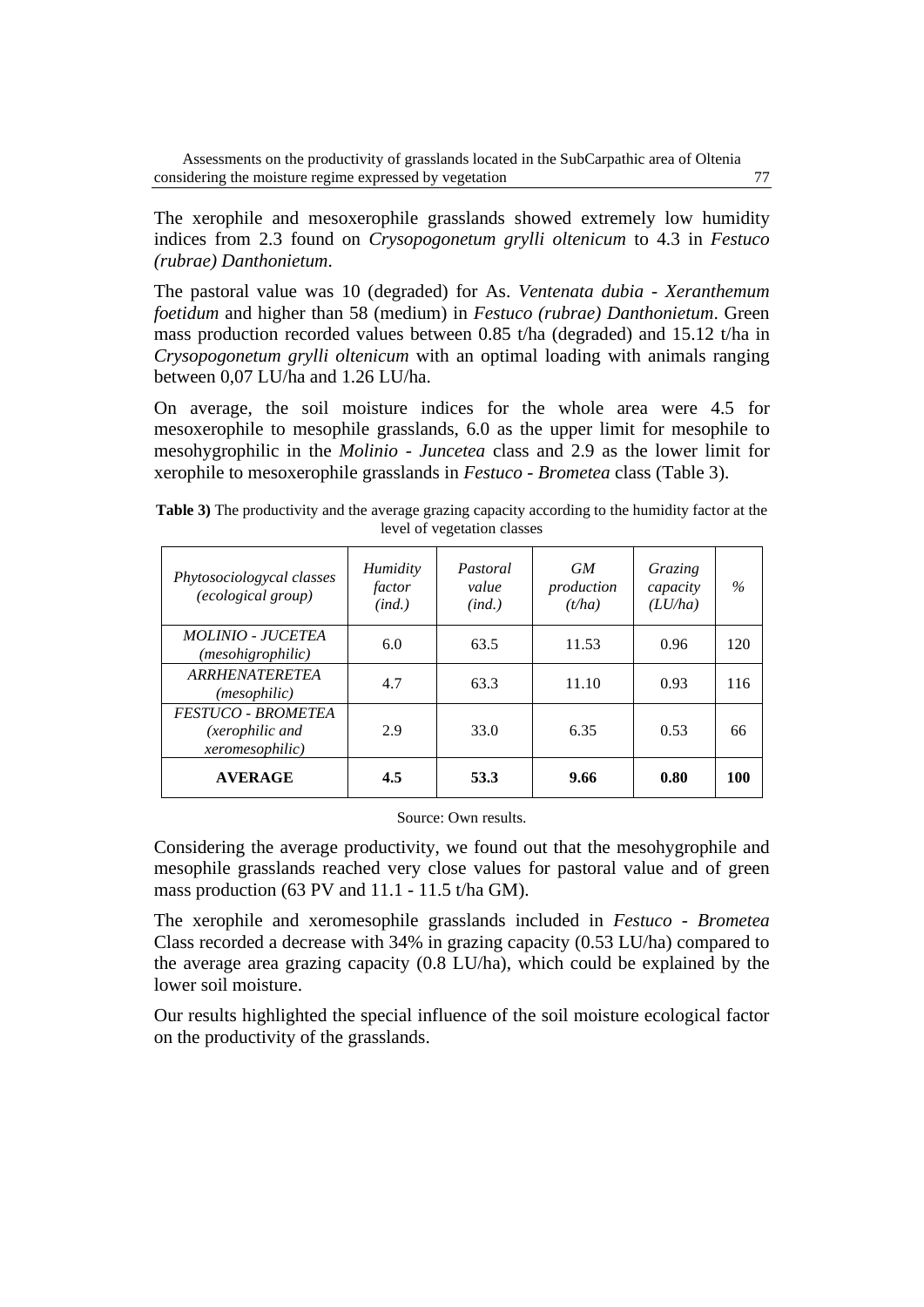The xerophile and mesoxerophile grasslands showed extremely low humidity indices from 2.3 found on *Crysopogonetum grylli oltenicum* to 4.3 in *Festuco (rubrae) Danthonietum*.

The pastoral value was 10 (degraded) for As. *Ventenata dubia - Xeranthemum foetidum* and higher than 58 (medium) in *Festuco (rubrae) Danthonietum*. Green mass production recorded values between 0.85 t/ha (degraded) and 15.12 t/ha in *Crysopogonetum grylli oltenicum* with an optimal loading with animals ranging between 0,07 LU/ha and 1.26 LU/ha.

On average, the soil moisture indices for the whole area were 4.5 for mesoxerophile to mesophile grasslands, 6.0 as the upper limit for mesophile to mesohygrophilic in the *Molinio - Juncetea* class and 2.9 as the lower limit for xerophile to mesoxerophile grasslands in *Festuco - Brometea* class (Table 3).

**Table 3)** The productivity and the average grazing capacity according to the humidity factor at the level of vegetation classes

| *Phytosociologycal classes (ecological group)* | *Humidity factor (ind.)* | *Pastoral value (ind.)* | *GM production (t/ha)* | *Grazing capacity (LU/ha)* | *%* |
|---|---|---|---|---|---|
| *MOLINIO - JUCETEA (mesohigrophilic)* | 6.0 | 63.5 | 11.53 | 0.96 | 120 |
| *ARRHENATERETEA (mesophilic)* | 4.7 | 63.3 | 11.10 | 0.93 | 116 |
| *FESTUCO - BROMETEA (xerophilic and xeromesophilic)* | 2.9 | 33.0 | 6.35 | 0.53 | 66 |
| **AVERAGE** | **4.5** | **53.3** | **9.66** | **0.80** | **100** |

Source: Own results.

Considering the average productivity, we found out that the mesohygrophile and mesophile grasslands reached very close values for pastoral value and of green mass production (63 PV and 11.1 - 11.5 t/ha GM).

The xerophile and xeromesophile grasslands included in *Festuco - Brometea* Class recorded a decrease with 34% in grazing capacity (0.53 LU/ha) compared to the average area grazing capacity (0.8 LU/ha), which could be explained by the lower soil moisture.

Our results highlighted the special influence of the soil moisture ecological factor on the productivity of the grasslands.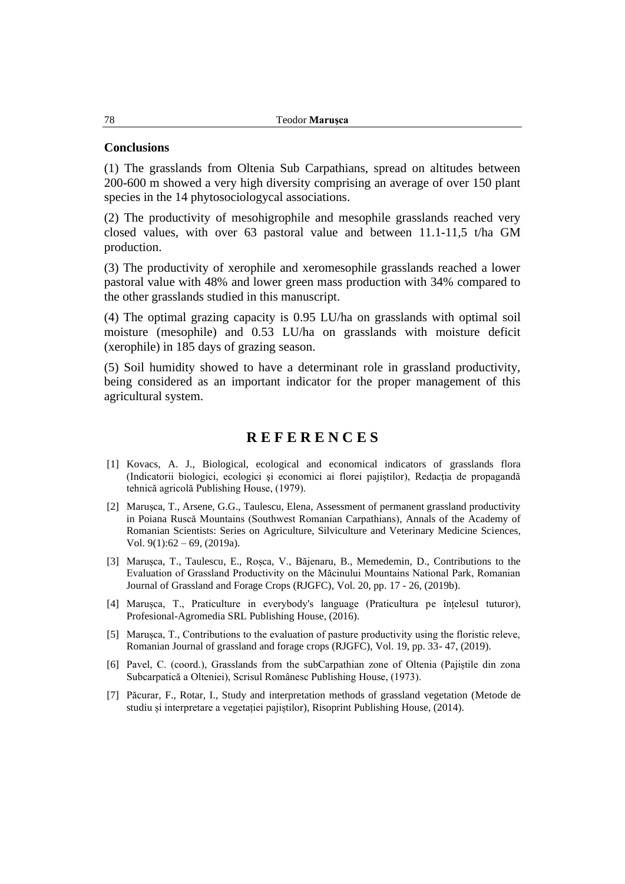## Conclusions

(1) The grasslands from Oltenia Sub Carpathians, spread on altitudes between 200-600 m showed a very high diversity comprising an average of over 150 plant species in the 14 phytosociologycal associations.

(2) The productivity of mesohigrophile and mesophile grasslands reached very closed values, with over 63 pastoral value and between 11.1-11,5 t/ha GM production.

(3) The productivity of xerophile and xeromesophile grasslands reached a lower pastoral value with 48% and lower green mass production with 34% compared to the other grasslands studied in this manuscript.

(4) The optimal grazing capacity is 0.95 LU/ha on grasslands with optimal soil moisture (mesophile) and 0.53 LU/ha on grasslands with moisture deficit (xerophile) in 185 days of grazing season.

(5) Soil humidity showed to have a determinant role in grassland productivity, being considered as an important indicator for the proper management of this agricultural system.

## R E F E R E N C E S

[1] Kovacs, A. J., Biological, ecological and economical indicators of grasslands flora (Indicatorii biologici, ecologici şi economici ai florei pajiştilor), Redacţia de propagandă tehnică agricolă Publishing House, (1979).

[2] Marușca, T., Arsene, G.G., Taulescu, Elena, Assessment of permanent grassland productivity in Poiana Ruscă Mountains (Southwest Romanian Carpathians), Annals of the Academy of Romanian Scientists: Series on Agriculture, Silviculture and Veterinary Medicine Sciences, Vol. 9(1):62 – 69, (2019a).

[3] Marușca, T., Taulescu, E., Roșca, V., Băjenaru, B., Memedemin, D., Contributions to the Evaluation of Grassland Productivity on the Măcinului Mountains National Park, Romanian Journal of Grassland and Forage Crops (RJGFC), Vol. 20, pp. 17 - 26, (2019b).

[4] Marușca, T., Praticulture in everybody's language (Praticultura pe înțelesul tuturor), Profesional-Agromedia SRL Publishing House, (2016).

[5] Marușca, T., Contributions to the evaluation of pasture productivity using the floristic releve, Romanian Journal of grassland and forage crops (RJGFC), Vol. 19, pp. 33- 47, (2019).

[6] Pavel, C. (coord.), Grasslands from the subCarpathian zone of Oltenia (Pajiștile din zona Subcarpatică a Olteniei), Scrisul Românesc Publishing House, (1973).

[7] Păcurar, F., Rotar, I., Study and interpretation methods of grassland vegetation (Metode de studiu și interpretare a vegetației pajiștilor), Risoprint Publishing House, (2014).